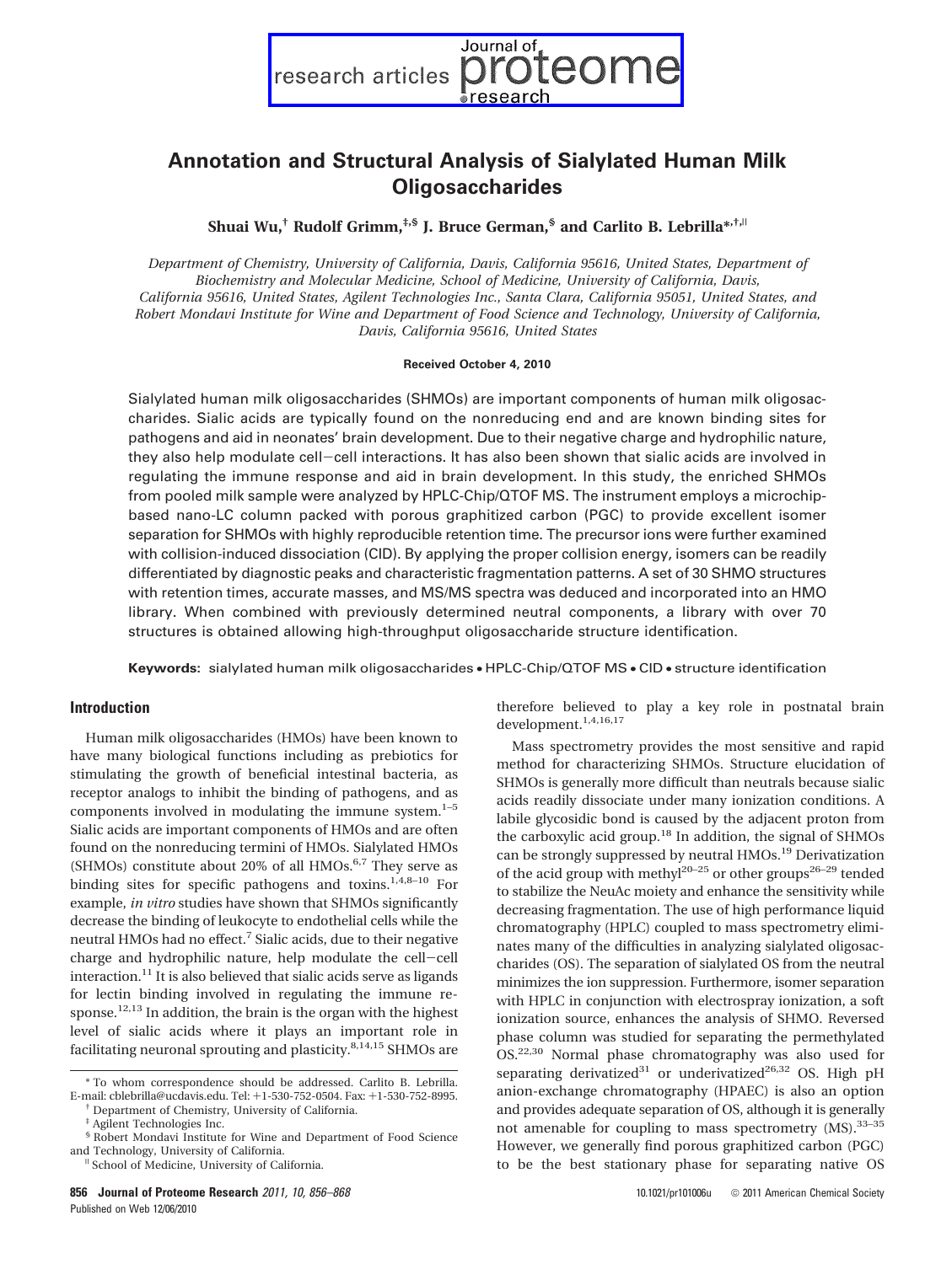# Annotation and Structural Analysis of Sialylated Human Milk Oligosaccharides

**Shuai Wu,[†] Rudolf Grimm,[‡,§] J. Bruce German,[§] and Carlito B. Lebrilla*[,†,‖]**

*Department of Chemistry, University of California, Davis, California 95616, United States, Department of Biochemistry and Molecular Medicine, School of Medicine, University of California, Davis, California 95616, United States, Agilent Technologies Inc., Santa Clara, California 95051, United States, and Robert Mondavi Institute for Wine and Department of Food Science and Technology, University of California, Davis, California 95616, United States*

**Received October 4, 2010**

Sialylated human milk oligosaccharides (SHMOs) are important components of human milk oligosaccharides. Sialic acids are typically found on the nonreducing end and are known binding sites for pathogens and aid in neonates' brain development. Due to their negative charge and hydrophilic nature, they also help modulate cell–cell interactions. It has also been shown that sialic acids are involved in regulating the immune response and aid in brain development. In this study, the enriched SHMOs from pooled milk sample were analyzed by HPLC-Chip/QTOF MS. The instrument employs a microchip-based nano-LC column packed with porous graphitized carbon (PGC) to provide excellent isomer separation for SHMOs with highly reproducible retention time. The precursor ions were further examined with collision-induced dissociation (CID). By applying the proper collision energy, isomers can be readily differentiated by diagnostic peaks and characteristic fragmentation patterns. A set of 30 SHMO structures with retention times, accurate masses, and MS/MS spectra was deduced and incorporated into an HMO library. When combined with previously determined neutral components, a library with over 70 structures is obtained allowing high-throughput oligosaccharide structure identification.

**Keywords:** sialylated human milk oligosaccharides • HPLC-Chip/QTOF MS • CID • structure identification

## Introduction

Human milk oligosaccharides (HMOs) have been known to have many biological functions including as prebiotics for stimulating the growth of beneficial intestinal bacteria, as receptor analogs to inhibit the binding of pathogens, and as components involved in modulating the immune system.[1–5] Sialic acids are important components of HMOs and are often found on the nonreducing termini of HMOs. Sialylated HMOs (SHMOs) constitute about 20% of all HMOs.[6,7] They serve as binding sites for specific pathogens and toxins.[1,4,8–10] For example, *in vitro* studies have shown that SHMOs significantly decrease the binding of leukocyte to endothelial cells while the neutral HMOs had no effect.[7] Sialic acids, due to their negative charge and hydrophilic nature, help modulate the cell–cell interaction.[11] It is also believed that sialic acids serve as ligands for lectin binding involved in regulating the immune response.[12,13] In addition, the brain is the organ with the highest level of sialic acids where it plays an important role in facilitating neuronal sprouting and plasticity.[8,14,15] SHMOs are therefore believed to play a key role in postnatal brain development.[1,4,16,17]

Mass spectrometry provides the most sensitive and rapid method for characterizing SHMOs. Structure elucidation of SHMOs is generally more difficult than neutrals because sialic acids readily dissociate under many ionization conditions. A labile glycosidic bond is caused by the adjacent proton from the carboxylic acid group.[18] In addition, the signal of SHMOs can be strongly suppressed by neutral HMOs.[19] Derivatization of the acid group with methyl[20–25] or other groups[26–29] tended to stabilize the NeuAc moiety and enhance the sensitivity while decreasing fragmentation. The use of high performance liquid chromatography (HPLC) coupled to mass spectrometry eliminates many of the difficulties in analyzing sialylated oligosaccharides (OS). The separation of sialylated OS from the neutral minimizes the ion suppression. Furthermore, isomer separation with HPLC in conjunction with electrospray ionization, a soft ionization source, enhances the analysis of SHMO. Reversed phase column was studied for separating the permethylated OS.[22,30] Normal phase chromatography was also used for separating derivatized[31] or underivatized[26,32] OS. High pH anion-exchange chromatography (HPAEC) is also an option and provides adequate separation of OS, although it is generally not amenable for coupling to mass spectrometry (MS).[33–35] However, we generally find porous graphitized carbon (PGC) to be the best stationary phase for separating native OS

\* To whom correspondence should be addressed. Carlito B. Lebrilla. E-mail: cblebrilla@ucdavis.edu. Tel: +1-530-752-0504. Fax: +1-530-752-8995.

† Department of Chemistry, University of California.

‡ Agilent Technologies Inc.

§ Robert Mondavi Institute for Wine and Department of Food Science and Technology, University of California.

‖ School of Medicine, University of California.

10.1021/pr101006u © 2011 American Chemical Society

Published on Web 12/06/2010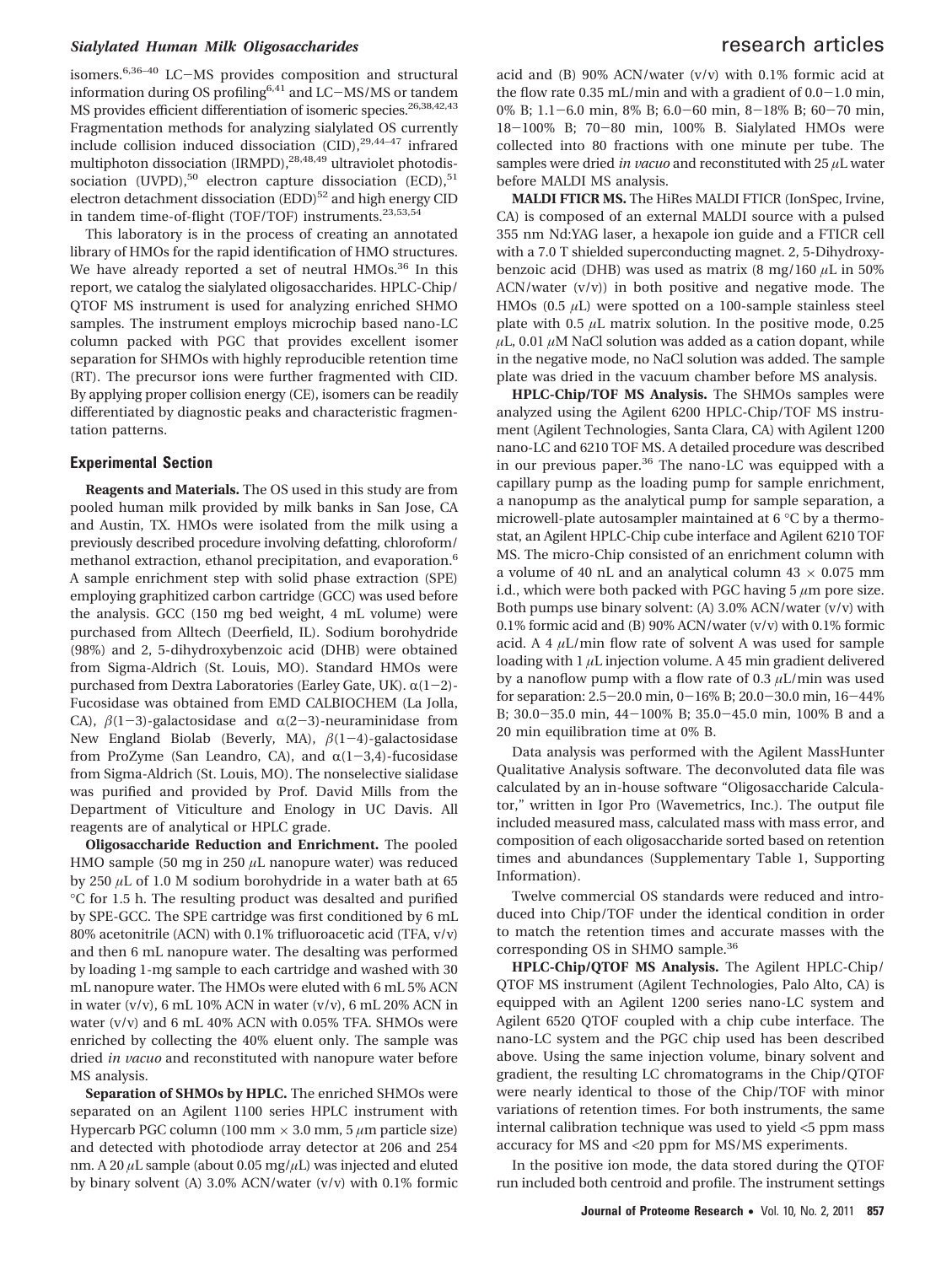isomers.[6,36–40] LC–MS provides composition and structural information during OS profiling[6,41] and LC–MS/MS or tandem MS provides efficient differentiation of isomeric species.[26,38,42,43] Fragmentation methods for analyzing sialylated OS currently include collision induced dissociation (CID),[29,44–47] infrared multiphoton dissociation (IRMPD),[28,48,49] ultraviolet photodissociation (UVPD),[50] electron capture dissociation (ECD),[51] electron detachment dissociation (EDD)[52] and high energy CID in tandem time-of-flight (TOF/TOF) instruments.[23,53,54]

This laboratory is in the process of creating an annotated library of HMOs for the rapid identification of HMO structures. We have already reported a set of neutral HMOs.[36] In this report, we catalog the sialylated oligosaccharides. HPLC-Chip/QTOF MS instrument is used for analyzing enriched SHMO samples. The instrument employs microchip based nano-LC column packed with PGC that provides excellent isomer separation for SHMOs with highly reproducible retention time (RT). The precursor ions were further fragmented with CID. By applying proper collision energy (CE), isomers can be readily differentiated by diagnostic peaks and characteristic fragmentation patterns.

## Experimental Section

**Reagents and Materials.** The OS used in this study are from pooled human milk provided by milk banks in San Jose, CA and Austin, TX. HMOs were isolated from the milk using a previously described procedure involving defatting, chloroform/methanol extraction, ethanol precipitation, and evaporation.[6] A sample enrichment step with solid phase extraction (SPE) employing graphitized carbon cartridge (GCC) was used before the analysis. GCC (150 mg bed weight, 4 mL volume) were purchased from Alltech (Deerfield, IL). Sodium borohydride (98%) and 2, 5-dihydroxybenzoic acid (DHB) were obtained from Sigma-Aldrich (St. Louis, MO). Standard HMOs were purchased from Dextra Laboratories (Earley Gate, UK). $\alpha(1-2)$-Fucosidase was obtained from EMD CALBIOCHEM (La Jolla, CA), $\beta(1-3)$-galactosidase and $\alpha(2-3)$-neuraminidase from New England Biolab (Beverly, MA), $\beta(1-4)$-galactosidase from ProZyme (San Leandro, CA), and $\alpha(1-3,4)$-fucosidase from Sigma-Aldrich (St. Louis, MO). The nonselective sialidase was purified and provided by Prof. David Mills from the Department of Viticulture and Enology in UC Davis. All reagents are of analytical or HPLC grade.

**Oligosaccharide Reduction and Enrichment.** The pooled HMO sample (50 mg in 250 $\mu$L nanopure water) was reduced by 250 $\mu$L of 1.0 M sodium borohydride in a water bath at 65 °C for 1.5 h. The resulting product was desalted and purified by SPE-GCC. The SPE cartridge was first conditioned by 6 mL 80% acetonitrile (ACN) with 0.1% trifluoroacetic acid (TFA, v/v) and then 6 mL nanopure water. The desalting was performed by loading 1-mg sample to each cartridge and washed with 30 mL nanopure water. The HMOs were eluted with 6 mL 5% ACN in water (v/v), 6 mL 10% ACN in water (v/v), 6 mL 20% ACN in water (v/v) and 6 mL 40% ACN with 0.05% TFA. SHMOs were enriched by collecting the 40% eluent only. The sample was dried *in vacuo* and reconstituted with nanopure water before MS analysis.

**Separation of SHMOs by HPLC.** The enriched SHMOs were separated on an Agilent 1100 series HPLC instrument with Hypercarb PGC column (100 mm × 3.0 mm, 5 $\mu$m particle size) and detected with photodiode array detector at 206 and 254 nm. A 20 $\mu$L sample (about 0.05 mg/$\mu$L) was injected and eluted by binary solvent (A) 3.0% ACN/water (v/v) with 0.1% formic acid and (B) 90% ACN/water (v/v) with 0.1% formic acid at the flow rate 0.35 mL/min and with a gradient of 0.0–1.0 min, 0% B; 1.1–6.0 min, 8% B; 6.0–60 min, 8–18% B; 60–70 min, 18–100% B; 70–80 min, 100% B. Sialylated HMOs were collected into 80 fractions with one minute per tube. The samples were dried *in vacuo* and reconstituted with 25 $\mu$L water before MALDI MS analysis.

**MALDI FTICR MS.** The HiRes MALDI FTICR (IonSpec, Irvine, CA) is composed of an external MALDI source with a pulsed 355 nm Nd:YAG laser, a hexapole ion guide and a FTICR cell with a 7.0 T shielded superconducting magnet. 2, 5-Dihydroxybenzoic acid (DHB) was used as matrix (8 mg/160 $\mu$L in 50% ACN/water (v/v)) in both positive and negative mode. The HMOs (0.5 $\mu$L) were spotted on a 100-sample stainless steel plate with 0.5 $\mu$L matrix solution. In the positive mode, 0.25 $\mu$L, 0.01 $\mu$M NaCl solution was added as a cation dopant, while in the negative mode, no NaCl solution was added. The sample plate was dried in the vacuum chamber before MS analysis.

**HPLC-Chip/TOF MS Analysis.** The SHMOs samples were analyzed using the Agilent 6200 HPLC-Chip/TOF MS instrument (Agilent Technologies, Santa Clara, CA) with Agilent 1200 nano-LC and 6210 TOF MS. A detailed procedure was described in our previous paper.[36] The nano-LC was equipped with a capillary pump as the loading pump for sample enrichment, a nanopump as the analytical pump for sample separation, a microwell-plate autosampler maintained at 6 °C by a thermostat, an Agilent HPLC-Chip cube interface and Agilent 6210 TOF MS. The micro-Chip consisted of an enrichment column with a volume of 40 nL and an analytical column 43 × 0.075 mm i.d., which were both packed with PGC having 5 $\mu$m pore size. Both pumps use binary solvent: (A) 3.0% ACN/water (v/v) with 0.1% formic acid and (B) 90% ACN/water (v/v) with 0.1% formic acid. A 4 $\mu$L/min flow rate of solvent A was used for sample loading with 1 $\mu$L injection volume. A 45 min gradient delivered by a nanoflow pump with a flow rate of 0.3 $\mu$L/min was used for separation: 2.5–20.0 min, 0–16% B; 20.0–30.0 min, 16–44% B; 30.0–35.0 min, 44–100% B; 35.0–45.0 min, 100% B and a 20 min equilibration time at 0% B.

Data analysis was performed with the Agilent MassHunter Qualitative Analysis software. The deconvoluted data file was calculated by an in-house software "Oligosaccharide Calculator," written in Igor Pro (Wavemetrics, Inc.). The output file included measured mass, calculated mass with mass error, and composition of each oligosaccharide sorted based on retention times and abundances (Supplementary Table 1, Supporting Information).

Twelve commercial OS standards were reduced and introduced into Chip/TOF under the identical condition in order to match the retention times and accurate masses with the corresponding OS in SHMO sample.[36]

**HPLC-Chip/QTOF MS Analysis.** The Agilent HPLC-Chip/QTOF MS instrument (Agilent Technologies, Palo Alto, CA) is equipped with an Agilent 1200 series nano-LC system and Agilent 6520 QTOF coupled with a chip cube interface. The nano-LC system and the PGC chip used has been described above. Using the same injection volume, binary solvent and gradient, the resulting LC chromatograms in the Chip/QTOF were nearly identical to those of the Chip/TOF with minor variations of retention times. For both instruments, the same internal calibration technique was used to yield <5 ppm mass accuracy for MS and <20 ppm for MS/MS experiments.

In the positive ion mode, the data stored during the QTOF run included both centroid and profile. The instrument settings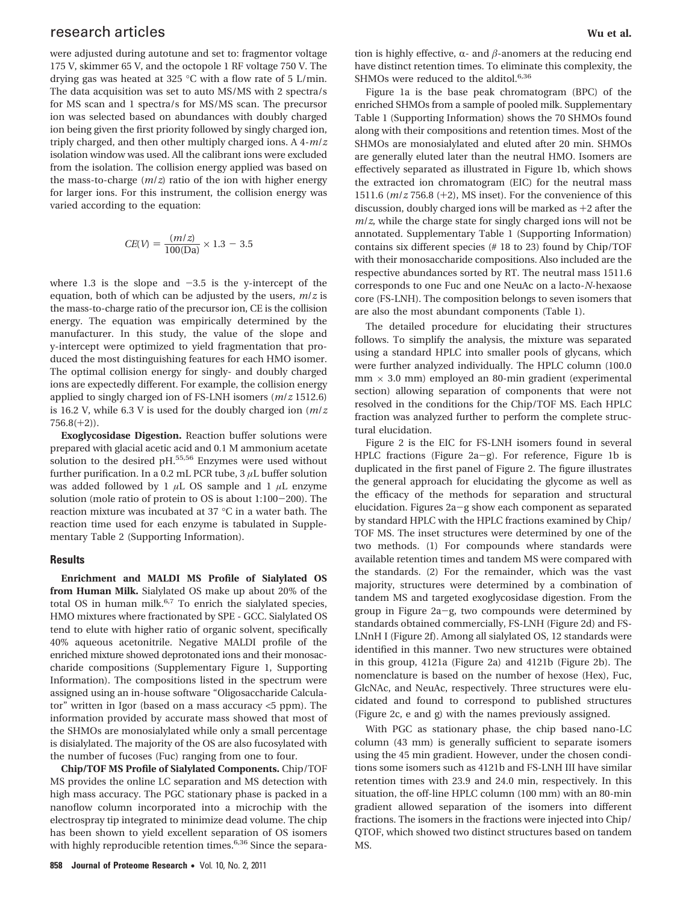were adjusted during autotune and set to: fragmentor voltage 175 V, skimmer 65 V, and the octopole 1 RF voltage 750 V. The drying gas was heated at 325 °C with a flow rate of 5 L/min. The data acquisition was set to auto MS/MS with 2 spectra/s for MS scan and 1 spectra/s for MS/MS scan. The precursor ion was selected based on abundances with doubly charged ion being given the first priority followed by singly charged ion, triply charged, and then other multiply charged ions. A 4-$m/z$ isolation window was used. All the calibrant ions were excluded from the isolation. The collision energy applied was based on the mass-to-charge ($m/z$) ratio of the ion with higher energy for larger ions. For this instrument, the collision energy was varied according to the equation:

$$CE(V) = \frac{(m/z)}{100(\text{Da})} \times 1.3 - 3.5$$

where 1.3 is the slope and −3.5 is the y-intercept of the equation, both of which can be adjusted by the users, $m/z$ is the mass-to-charge ratio of the precursor ion, CE is the collision energy. The equation was empirically determined by the manufacturer. In this study, the value of the slope and y-intercept were optimized to yield fragmentation that produced the most distinguishing features for each HMO isomer. The optimal collision energy for singly- and doubly charged ions are expectedly different. For example, the collision energy applied to singly charged ion of FS-LNH isomers ($m/z$ 1512.6) is 16.2 V, while 6.3 V is used for the doubly charged ion ($m/z$ 756.8(+2)).

**Exoglycosidase Digestion.** Reaction buffer solutions were prepared with glacial acetic acid and 0.1 M ammonium acetate solution to the desired pH.[55,56] Enzymes were used without further purification. In a 0.2 mL PCR tube, 3 $\mu$L buffer solution was added followed by 1 $\mu$L OS sample and 1 $\mu$L enzyme solution (mole ratio of protein to OS is about 1:100−200). The reaction mixture was incubated at 37 °C in a water bath. The reaction time used for each enzyme is tabulated in Supplementary Table 2 (Supporting Information).

## Results

**Enrichment and MALDI MS Profile of Sialylated OS from Human Milk.** Sialylated OS make up about 20% of the total OS in human milk.[6,7] To enrich the sialylated species, HMO mixtures where fractionated by SPE - GCC. Sialylated OS tend to elute with higher ratio of organic solvent, specifically 40% aqueous acetonitrile. Negative MALDI profile of the enriched mixture showed deprotonated ions and their monosaccharide compositions (Supplementary Figure 1, Supporting Information). The compositions listed in the spectrum were assigned using an in-house software "Oligosaccharide Calculator" written in Igor (based on a mass accuracy <5 ppm). The information provided by accurate mass showed that most of the SHMOs are monosialylated while only a small percentage is disialylated. The majority of the OS are also fucosylated with the number of fucoses (Fuc) ranging from one to four.

**Chip/TOF MS Profile of Sialylated Components.** Chip/TOF MS provides the online LC separation and MS detection with high mass accuracy. The PGC stationary phase is packed in a nanoflow column incorporated into a microchip with the electrospray tip integrated to minimize dead volume. The chip has been shown to yield excellent separation of OS isomers with highly reproducible retention times.[6,36] Since the separation is highly effective, α- and β-anomers at the reducing end have distinct retention times. To eliminate this complexity, the SHMOs were reduced to the alditol.[6,36]

Figure 1a is the base peak chromatogram (BPC) of the enriched SHMOs from a sample of pooled milk. Supplementary Table 1 (Supporting Information) shows the 70 SHMOs found along with their compositions and retention times. Most of the SHMOs are monosialylated and eluted after 20 min. SHMOs are generally eluted later than the neutral HMO. Isomers are effectively separated as illustrated in Figure 1b, which shows the extracted ion chromatogram (EIC) for the neutral mass 1511.6 ($m/z$ 756.8 (+2), MS inset). For the convenience of this discussion, doubly charged ions will be marked as +2 after the $m/z$, while the charge state for singly charged ions will not be annotated. Supplementary Table 1 (Supporting Information) contains six different species (# 18 to 23) found by Chip/TOF with their monosaccharide compositions. Also included are the respective abundances sorted by RT. The neutral mass 1511.6 corresponds to one Fuc and one NeuAc on a lacto-*N*-hexaose core (FS-LNH). The composition belongs to seven isomers that are also the most abundant components (Table 1).

The detailed procedure for elucidating their structures follows. To simplify the analysis, the mixture was separated using a standard HPLC into smaller pools of glycans, which were further analyzed individually. The HPLC column (100.0 mm × 3.0 mm) employed an 80-min gradient (experimental section) allowing separation of components that were not resolved in the conditions for the Chip/TOF MS. Each HPLC fraction was analyzed further to perform the complete structural elucidation.

Figure 2 is the EIC for FS-LNH isomers found in several HPLC fractions (Figure 2a−g). For reference, Figure 1b is duplicated in the first panel of Figure 2. The figure illustrates the general approach for elucidating the glycome as well as the efficacy of the methods for separation and structural elucidation. Figures 2a−g show each component as separated by standard HPLC with the HPLC fractions examined by Chip/TOF MS. The inset structures were determined by one of the two methods. (1) For compounds where standards were available retention times and tandem MS were compared with the standards. (2) For the remainder, which was the vast majority, structures were determined by a combination of tandem MS and targeted exoglycosidase digestion. From the group in Figure 2a−g, two compounds were determined by standards obtained commercially, FS-LNH (Figure 2d) and FS-LNnH I (Figure 2f). Among all sialylated OS, 12 standards were identified in this manner. Two new structures were obtained in this group, 4121a (Figure 2a) and 4121b (Figure 2b). The nomenclature is based on the number of hexose (Hex), Fuc, GlcNAc, and NeuAc, respectively. Three structures were elucidated and found to correspond to published structures (Figure 2c, e and g) with the names previously assigned.

With PGC as stationary phase, the chip based nano-LC column (43 mm) is generally sufficient to separate isomers using the 45 min gradient. However, under the chosen conditions some isomers such as 4121b and FS-LNH III have similar retention times with 23.9 and 24.0 min, respectively. In this situation, the off-line HPLC column (100 mm) with an 80-min gradient allowed separation of the isomers into different fractions. The isomers in the fractions were injected into Chip/QTOF, which showed two distinct structures based on tandem MS.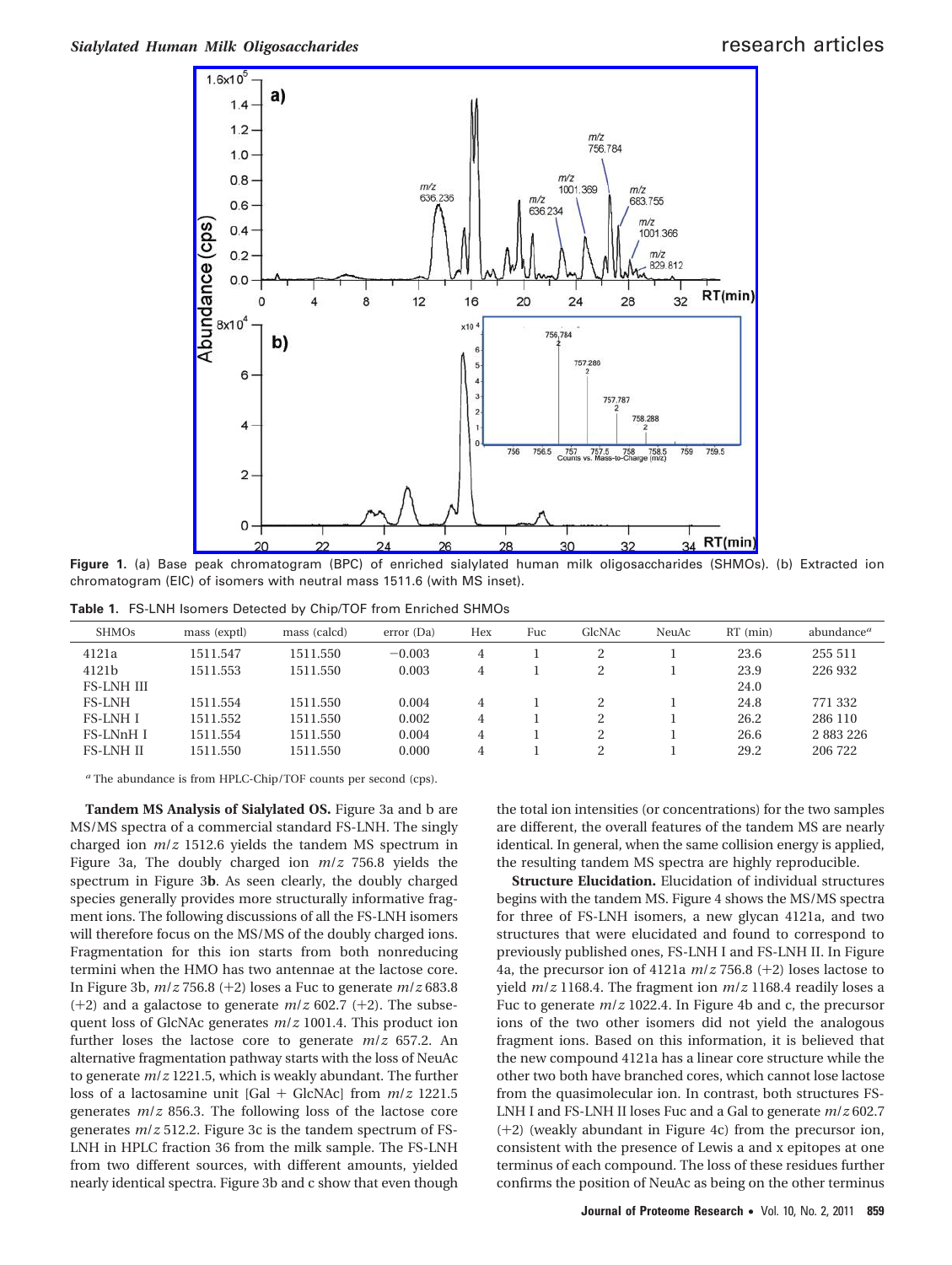Figure 1. (a) Base peak chromatogram (BPC) of enriched sialylated human milk oligosaccharides (SHMOs). (b) Extracted ion chromatogram (EIC) of isomers with neutral mass 1511.6 (with MS inset).

**Table 1.** FS-LNH Isomers Detected by Chip/TOF from Enriched SHMOs

| SHMOs | mass (exptl) | mass (calcd) | error (Da) | Hex | Fuc | GlcNAc | NeuAc | RT (min) | abundance[a] |
|---|---|---|---|---|---|---|---|---|---|
| 4121a | 1511.547 | 1511.550 | −0.003 | 4 | 1 | 2 | 1 | 23.6 | 255 511 |
| 4121b | 1511.553 | 1511.550 | 0.003 | 4 | 1 | 2 | 1 | 23.9 | 226 932 |
| FS-LNH III | | | | | | | | 24.0 | |
| FS-LNH | 1511.554 | 1511.550 | 0.004 | 4 | 1 | 2 | 1 | 24.8 | 771 332 |
| FS-LNH I | 1511.552 | 1511.550 | 0.002 | 4 | 1 | 2 | 1 | 26.2 | 286 110 |
| FS-LNnH I | 1511.554 | 1511.550 | 0.004 | 4 | 1 | 2 | 1 | 26.6 | 2 883 226 |
| FS-LNH II | 1511.550 | 1511.550 | 0.000 | 4 | 1 | 2 | 1 | 29.2 | 206 722 |

[a] The abundance is from HPLC-Chip/TOF counts per second (cps).

**Tandem MS Analysis of Sialylated OS.** Figure 3a and b are MS/MS spectra of a commercial standard FS-LNH. The singly charged ion *m*/*z* 1512.6 yields the tandem MS spectrum in Figure 3a, The doubly charged ion *m*/*z* 756.8 yields the spectrum in Figure 3**b**. As seen clearly, the doubly charged species generally provides more structurally informative fragment ions. The following discussions of all the FS-LNH isomers will therefore focus on the MS/MS of the doubly charged ions. Fragmentation for this ion starts from both nonreducing termini when the HMO has two antennae at the lactose core. In Figure 3b, *m*/*z* 756.8 (+2) loses a Fuc to generate *m*/*z* 683.8 (+2) and a galactose to generate *m*/*z* 602.7 (+2). The subsequent loss of GlcNAc generates *m*/*z* 1001.4. This product ion further loses the lactose core to generate *m*/*z* 657.2. An alternative fragmentation pathway starts with the loss of NeuAc to generate *m*/*z* 1221.5, which is weakly abundant. The further loss of a lactosamine unit [Gal + GlcNAc] from *m*/*z* 1221.5 generates *m*/*z* 856.3. The following loss of the lactose core generates *m*/*z* 512.2. Figure 3c is the tandem spectrum of FS-LNH in HPLC fraction 36 from the milk sample. The FS-LNH from two different sources, with different amounts, yielded nearly identical spectra. Figure 3b and c show that even though the total ion intensities (or concentrations) for the two samples are different, the overall features of the tandem MS are nearly identical. In general, when the same collision energy is applied, the resulting tandem MS spectra are highly reproducible.

**Structure Elucidation.** Elucidation of individual structures begins with the tandem MS. Figure 4 shows the MS/MS spectra for three of FS-LNH isomers, a new glycan 4121a, and two structures that were elucidated and found to correspond to previously published ones, FS-LNH I and FS-LNH II. In Figure 4a, the precursor ion of 4121a *m*/*z* 756.8 (+2) loses lactose to yield *m*/*z* 1168.4. The fragment ion *m*/*z* 1168.4 readily loses a Fuc to generate *m*/*z* 1022.4. In Figure 4b and c, the precursor ions of the two other isomers did not yield the analogous fragment ions. Based on this information, it is believed that the new compound 4121a has a linear core structure while the other two both have branched cores, which cannot lose lactose from the quasimolecular ion. In contrast, both structures FS-LNH I and FS-LNH II loses Fuc and a Gal to generate *m*/*z* 602.7 (+2) (weakly abundant in Figure 4c) from the precursor ion, consistent with the presence of Lewis a and x epitopes at one terminus of each compound. The loss of these residues further confirms the position of NeuAc as being on the other terminus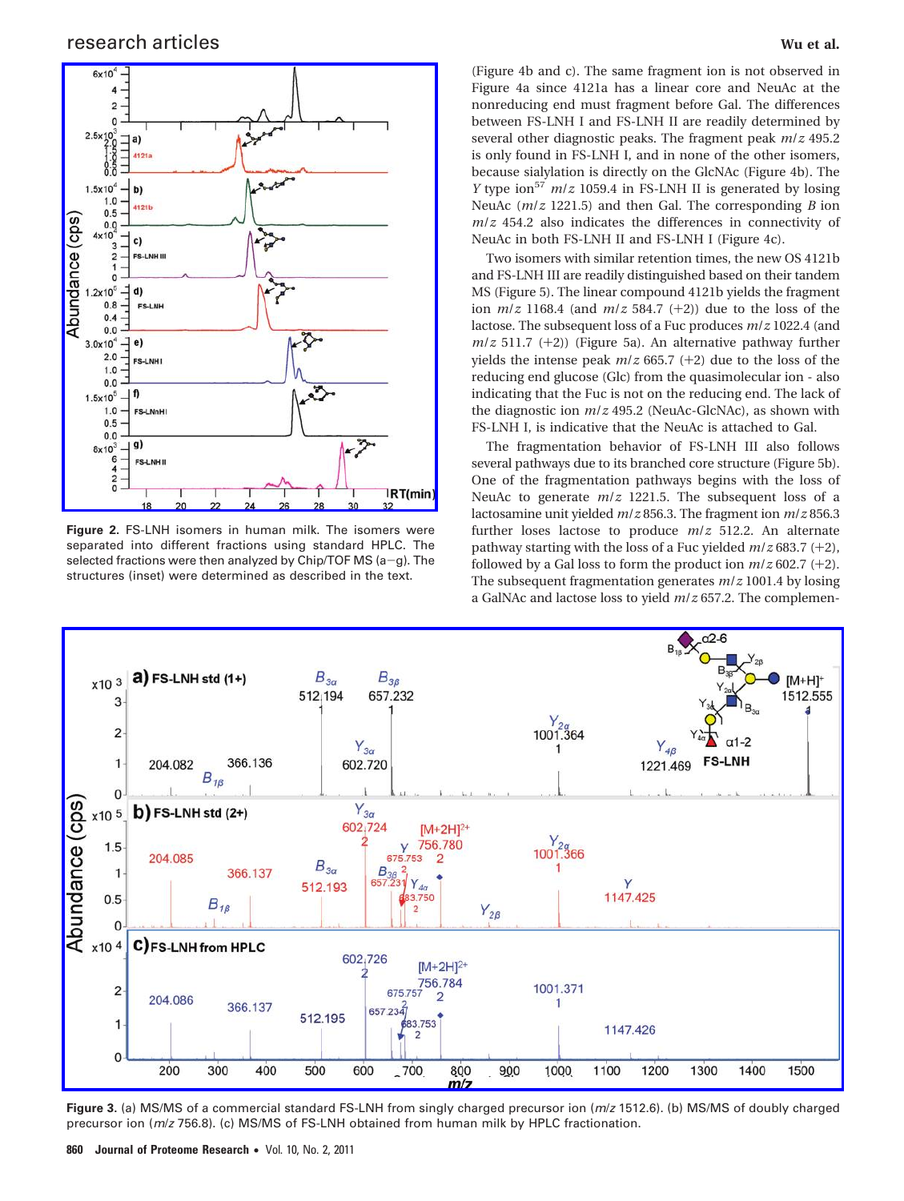Figure 2. FS-LNH isomers in human milk. The isomers were separated into different fractions using standard HPLC. The selected fractions were then analyzed by Chip/TOF MS (a−g). The structures (inset) were determined as described in the text.

(Figure 4b and c). The same fragment ion is not observed in Figure 4a since 4121a has a linear core and NeuAc at the nonreducing end must fragment before Gal. The differences between FS-LNH I and FS-LNH II are readily determined by several other diagnostic peaks. The fragment peak *m*/*z* 495.2 is only found in FS-LNH I, and in none of the other isomers, because sialylation is directly on the GlcNAc (Figure 4b). The *Y* type ion[57] *m*/*z* 1059.4 in FS-LNH II is generated by losing NeuAc (*m*/*z* 1221.5) and then Gal. The corresponding *B* ion *m*/*z* 454.2 also indicates the differences in connectivity of NeuAc in both FS-LNH II and FS-LNH I (Figure 4c).

Two isomers with similar retention times, the new OS 4121b and FS-LNH III are readily distinguished based on their tandem MS (Figure 5). The linear compound 4121b yields the fragment ion *m*/*z* 1168.4 (and *m*/*z* 584.7 (+2)) due to the loss of the lactose. The subsequent loss of a Fuc produces *m*/*z* 1022.4 (and *m*/*z* 511.7 (+2)) (Figure 5a). An alternative pathway further yields the intense peak *m*/*z* 665.7 (+2) due to the loss of the reducing end glucose (Glc) from the quasimolecular ion - also indicating that the Fuc is not on the reducing end. The lack of the diagnostic ion *m*/*z* 495.2 (NeuAc-GlcNAc), as shown with FS-LNH I, is indicative that the NeuAc is attached to Gal.

The fragmentation behavior of FS-LNH III also follows several pathways due to its branched core structure (Figure 5b). One of the fragmentation pathways begins with the loss of NeuAc to generate *m*/*z* 1221.5. The subsequent loss of a lactosamine unit yielded *m*/*z* 856.3. The fragment ion *m*/*z* 856.3 further loses lactose to produce *m*/*z* 512.2. An alternate pathway starting with the loss of a Fuc yielded *m*/*z* 683.7 (+2), followed by a Gal loss to form the product ion *m*/*z* 602.7 (+2). The subsequent fragmentation generates *m*/*z* 1001.4 by losing a GalNAc and lactose loss to yield *m*/*z* 657.2. The complemen-

Figure 3. (a) MS/MS of a commercial standard FS-LNH from singly charged precursor ion (*m*/*z* 1512.6). (b) MS/MS of doubly charged precursor ion (*m*/*z* 756.8). (c) MS/MS of FS-LNH obtained from human milk by HPLC fractionation.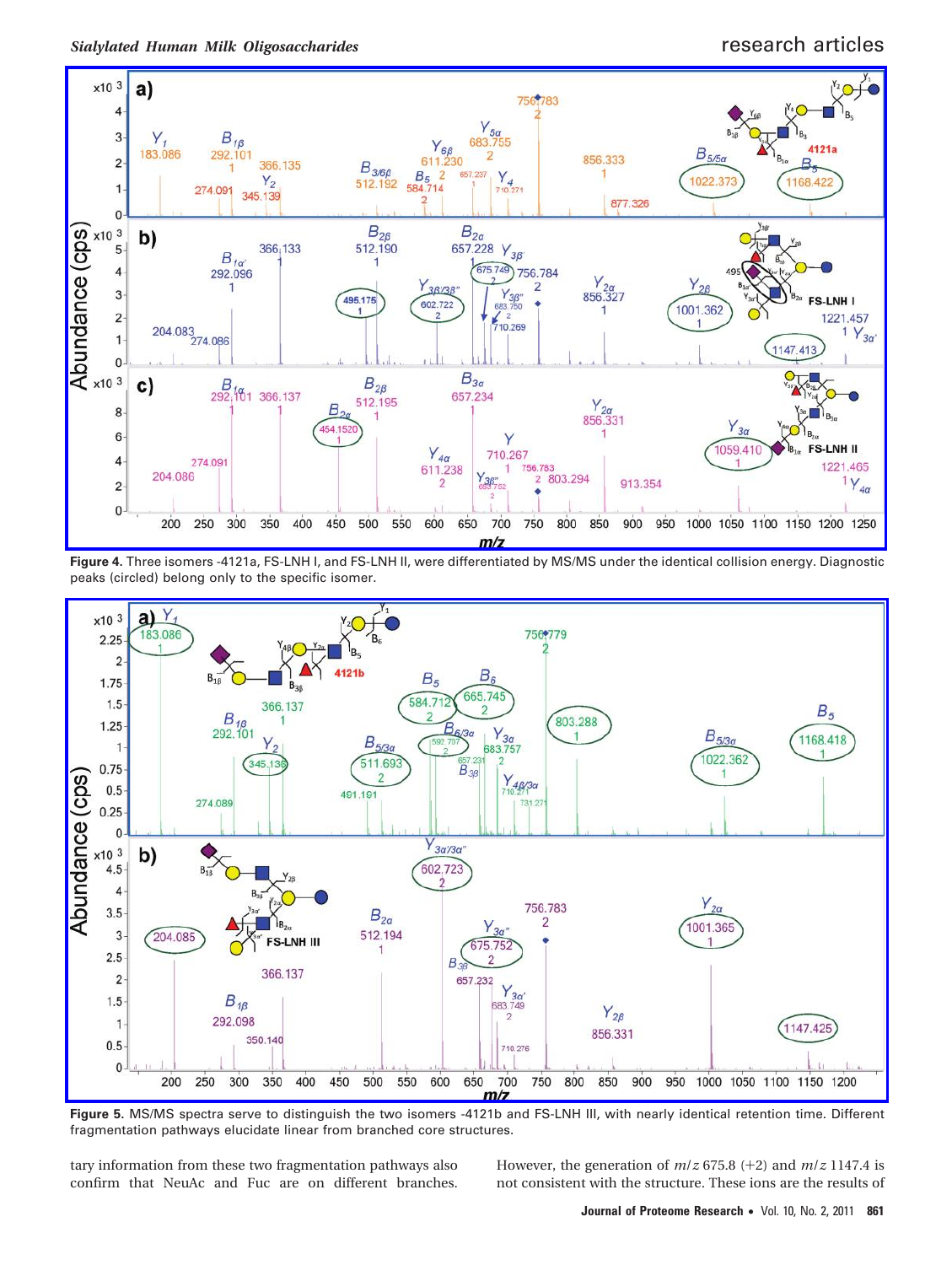**Figure 4.** Three isomers -4121a, FS-LNH I, and FS-LNH II, were differentiated by MS/MS under the identical collision energy. Diagnostic peaks (circled) belong only to the specific isomer.

**Figure 5.** MS/MS spectra serve to distinguish the two isomers -4121b and FS-LNH III, with nearly identical retention time. Different fragmentation pathways elucidate linear from branched core structures.

tary information from these two fragmentation pathways also confirm that NeuAc and Fuc are on different branches. However, the generation of $m/z$ 675.8 (+2) and $m/z$ 1147.4 is not consistent with the structure. These ions are the results of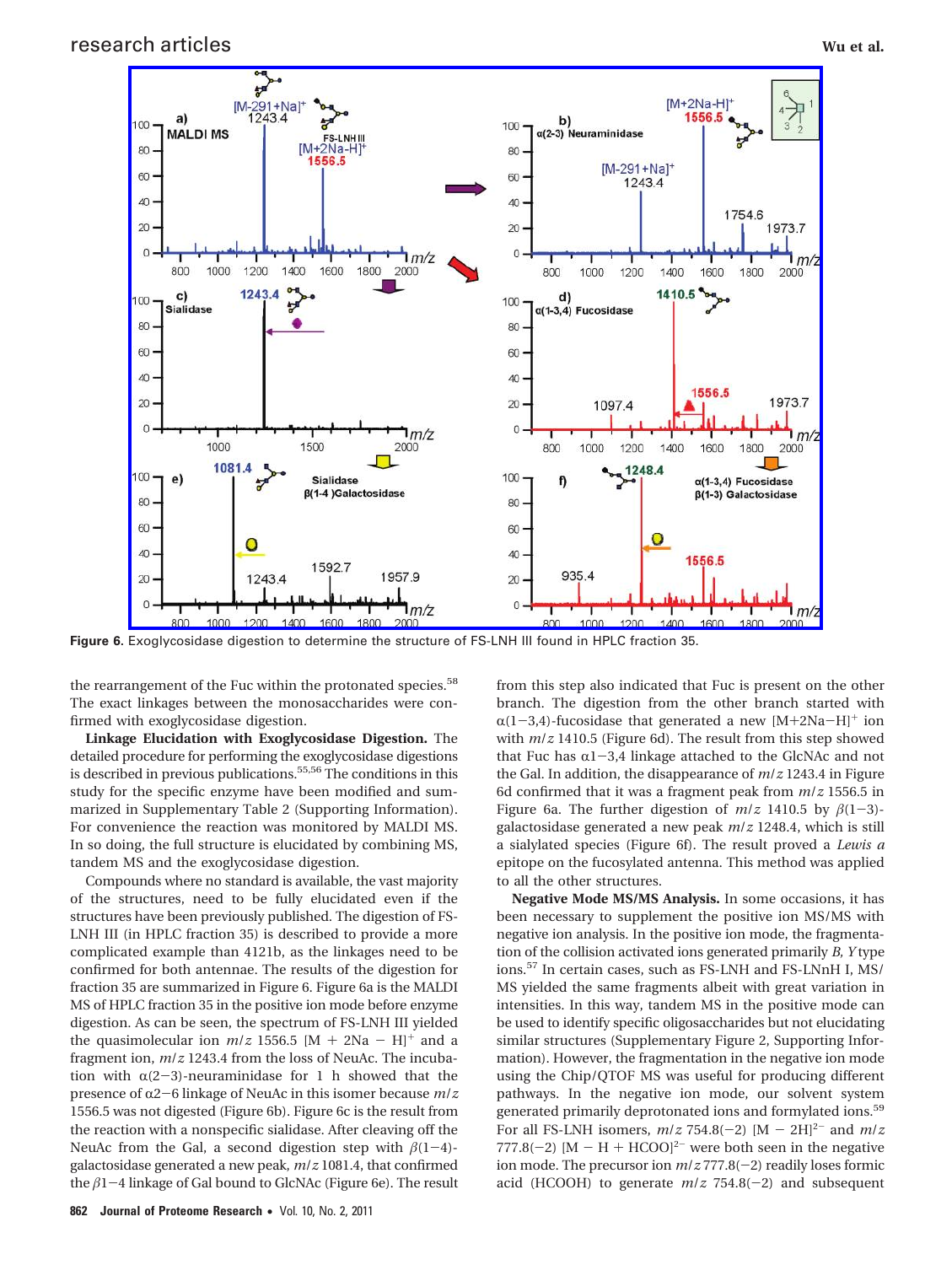Figure 6. Exoglycosidase digestion to determine the structure of FS-LNH III found in HPLC fraction 35.

the rearrangement of the Fuc within the protonated species.[58] The exact linkages between the monosaccharides were confirmed with exoglycosidase digestion.

**Linkage Elucidation with Exoglycosidase Digestion.** The detailed procedure for performing the exoglycosidase digestions is described in previous publications.[55,56] The conditions in this study for the specific enzyme have been modified and summarized in Supplementary Table 2 (Supporting Information). For convenience the reaction was monitored by MALDI MS. In so doing, the full structure is elucidated by combining MS, tandem MS and the exoglycosidase digestion.

Compounds where no standard is available, the vast majority of the structures, need to be fully elucidated even if the structures have been previously published. The digestion of FS-LNH III (in HPLC fraction 35) is described to provide a more complicated example than 4121b, as the linkages need to be confirmed for both antennae. The results of the digestion for fraction 35 are summarized in Figure 6. Figure 6a is the MALDI MS of HPLC fraction 35 in the positive ion mode before enzyme digestion. As can be seen, the spectrum of FS-LNH III yielded the quasimolecular ion $m/z$ 1556.5 $[M + 2Na - H]^+$ and a fragment ion, $m/z$ 1243.4 from the loss of NeuAc. The incubation with $\alpha(2-3)$-neuraminidase for 1 h showed that the presence of $\alpha 2-6$ linkage of NeuAc in this isomer because $m/z$ 1556.5 was not digested (Figure 6b). Figure 6c is the result from the reaction with a nonspecific sialidase. After cleaving off the NeuAc from the Gal, a second digestion step with $\beta(1-4)$-galactosidase generated a new peak, $m/z$ 1081.4, that confirmed the $\beta 1-4$ linkage of Gal bound to GlcNAc (Figure 6e). The result from this step also indicated that Fuc is present on the other branch. The digestion from the other branch started with $\alpha(1-3,4)$-fucosidase that generated a new $[M+2Na-H]^+$ ion with $m/z$ 1410.5 (Figure 6d). The result from this step showed that Fuc has $\alpha 1-3,4$ linkage attached to the GlcNAc and not the Gal. In addition, the disappearance of $m/z$ 1243.4 in Figure 6d confirmed that it was a fragment peak from $m/z$ 1556.5 in Figure 6a. The further digestion of $m/z$ 1410.5 by $\beta(1-3)$-galactosidase generated a new peak $m/z$ 1248.4, which is still a sialylated species (Figure 6f). The result proved a *Lewis a* epitope on the fucosylated antenna. This method was applied to all the other structures.

**Negative Mode MS/MS Analysis.** In some occasions, it has been necessary to supplement the positive ion MS/MS with negative ion analysis. In the positive ion mode, the fragmentation of the collision activated ions generated primarily *B, Y* type ions.[57] In certain cases, such as FS-LNH and FS-LNnH I, MS/MS yielded the same fragments albeit with great variation in intensities. In this way, tandem MS in the positive mode can be used to identify specific oligosaccharides but not elucidating similar structures (Supplementary Figure 2, Supporting Information). However, the fragmentation in the negative ion mode using the Chip/QTOF MS was useful for producing different pathways. In the negative ion mode, our solvent system generated primarily deprotonated ions and formylated ions.[59] For all FS-LNH isomers, $m/z$ 754.8(−2) $[M - 2H]^{2-}$ and $m/z$ 777.8(−2) $[M - H + HCOO]^{2-}$ were both seen in the negative ion mode. The precursor ion $m/z$ 777.8(−2) readily loses formic acid (HCOOH) to generate $m/z$ 754.8(−2) and subsequent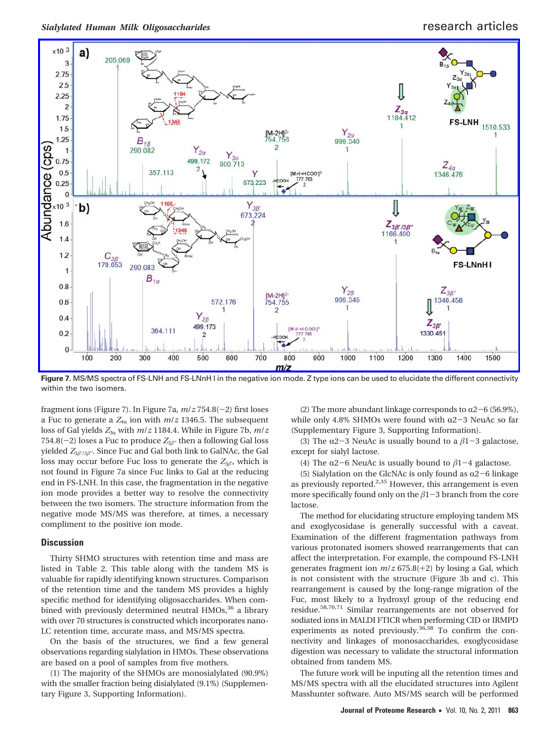Figure 7. MS/MS spectra of FS-LNH and FS-LNnH I in the negative ion mode. Z type ions can be used to elucidate the different connectivity within the two isomers.

fragment ions (Figure 7). In Figure 7a, $m/z$ 754.8(−2) first loses a Fuc to generate a $Z_{4\alpha}$ ion with $m/z$ 1346.5. The subsequent loss of Gal yields $Z_{3\alpha}$ with $m/z$ 1184.4. While in Figure 7b, $m/z$ 754.8(−2) loses a Fuc to produce $Z_{3\beta''}$ then a following Gal loss yielded $Z_{3\beta'/3\beta''}$. Since Fuc and Gal both link to GalNAc, the Gal loss may occur before Fuc loss to generate the $Z_{3\beta'}$, which is not found in Figure 7a since Fuc links to Gal at the reducing end in FS-LNH. In this case, the fragmentation in the negative ion mode provides a better way to resolve the connectivity between the two isomers. The structure information from the negative mode MS/MS was therefore, at times, a necessary compliment to the positive ion mode.

## Discussion

Thirty SHMO structures with retention time and mass are listed in Table 2. This table along with the tandem MS is valuable for rapidly identifying known structures. Comparison of the retention time and the tandem MS provides a highly specific method for identifying oligosaccharides. When combined with previously determined neutral HMOs,[36] a library with over 70 structures is constructed which incorporates nano-LC retention time, accurate mass, and MS/MS spectra.

On the basis of the structures, we find a few general observations regarding sialylation in HMOs. These observations are based on a pool of samples from five mothers.

(1) The majority of the SHMOs are monosialylated (90.9%) with the smaller fraction being disialylated (9.1%) (Supplementary Figure 3, Supporting Information).

(2) The more abundant linkage corresponds to α2−6 (56.9%), while only 4.8% SHMOs were found with α2−3 NeuAc so far (Supplementary Figure 3, Supporting Information).

(3) The α2−3 NeuAc is usually bound to a β1−3 galactose, except for sialyl lactose.

(4) The α2−6 NeuAc is usually bound to β1−4 galactose.

(5) Sialylation on the GlcNAc is only found as α2−6 linkage as previously reported.[2,35] However, this arrangement is even more specifically found only on the β1−3 branch from the core lactose.

The method for elucidating structure employing tandem MS and exoglycosidase is generally successful with a caveat. Examination of the different fragmentation pathways from various protonated isomers showed rearrangements that can affect the interpretation. For example, the compound FS-LNH generates fragment ion $m/z$ 675.8(+2) by losing a Gal, which is not consistent with the structure (Figure 3b and c). This rearrangement is caused by the long-range migration of the Fuc, most likely to a hydroxyl group of the reducing end residue.[58,70,71] Similar rearrangements are not observed for sodiated ions in MALDI FTICR when performing CID or IRMPD experiments as noted previously.[36,58] To confirm the connectivity and linkages of monosaccharides, exoglycosidase digestion was necessary to validate the structural information obtained from tandem MS.

The future work will be inputing all the retention times and MS/MS spectra with all the elucidated structures into Agilent Masshunter software. Auto MS/MS search will be performed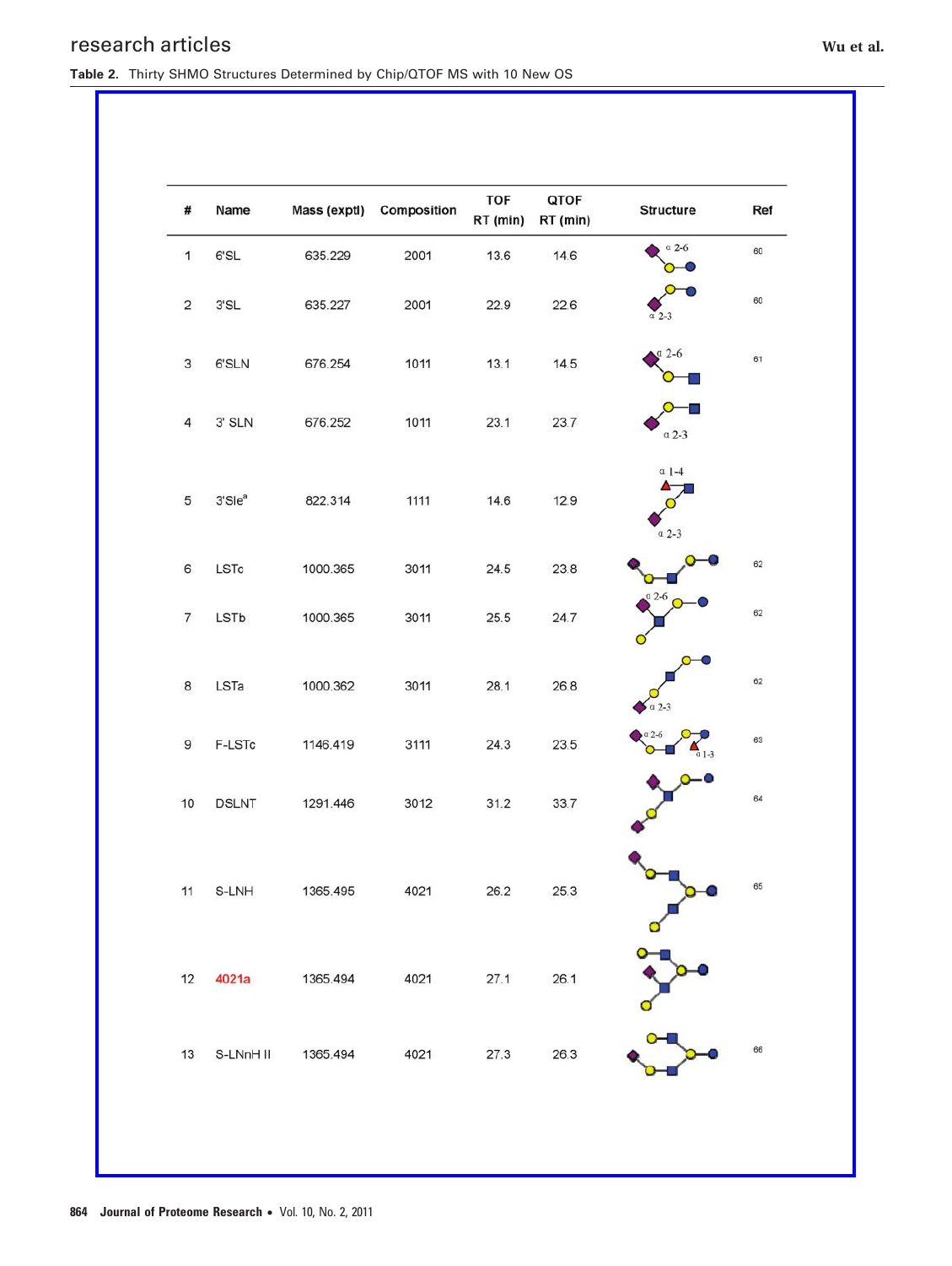**Table 2.** Thirty SHMO Structures Determined by Chip/QTOF MS with 10 New OS

| # | Name | Mass (exptl) | Composition | TOF RT (min) | QTOF RT (min) | Structure | Ref |
|---|---|---|---|---|---|---|---|
| 1 | 6'SL | 635.229 | 2001 | 13.6 | 14.6 | α 2-6 | 60 |
| 2 | 3'SL | 635.227 | 2001 | 22.9 | 22.6 | α 2-3 | 60 |
| 3 | 6'SLN | 676.254 | 1011 | 13.1 | 14.5 | α 2-6 | 61 |
| 4 | 3' SLN | 676.252 | 1011 | 23.1 | 23.7 | α 2-3 | |
| 5 | 3'SIe[a] | 822.314 | 1111 | 14.6 | 12.9 | α 1-4, α 2-3 | |
| 6 | LSTc | 1000.365 | 3011 | 24.5 | 23.8 | | 62 |
| 7 | LSTb | 1000.365 | 3011 | 25.5 | 24.7 | α 2-6 | 62 |
| 8 | LSTa | 1000.362 | 3011 | 28.1 | 26.8 | α 2-3 | 62 |
| 9 | F-LSTc | 1146.419 | 3111 | 24.3 | 23.5 | α 2-6, α 1-3 | 63 |
| 10 | DSLNT | 1291.446 | 3012 | 31.2 | 33.7 | | 64 |
| 11 | S-LNH | 1365.495 | 4021 | 26.2 | 25.3 | | 65 |
| 12 | 4021a | 1365.494 | 4021 | 27.1 | 26.1 | | |
| 13 | S-LNnH II | 1365.494 | 4021 | 27.3 | 26.3 | | 66 |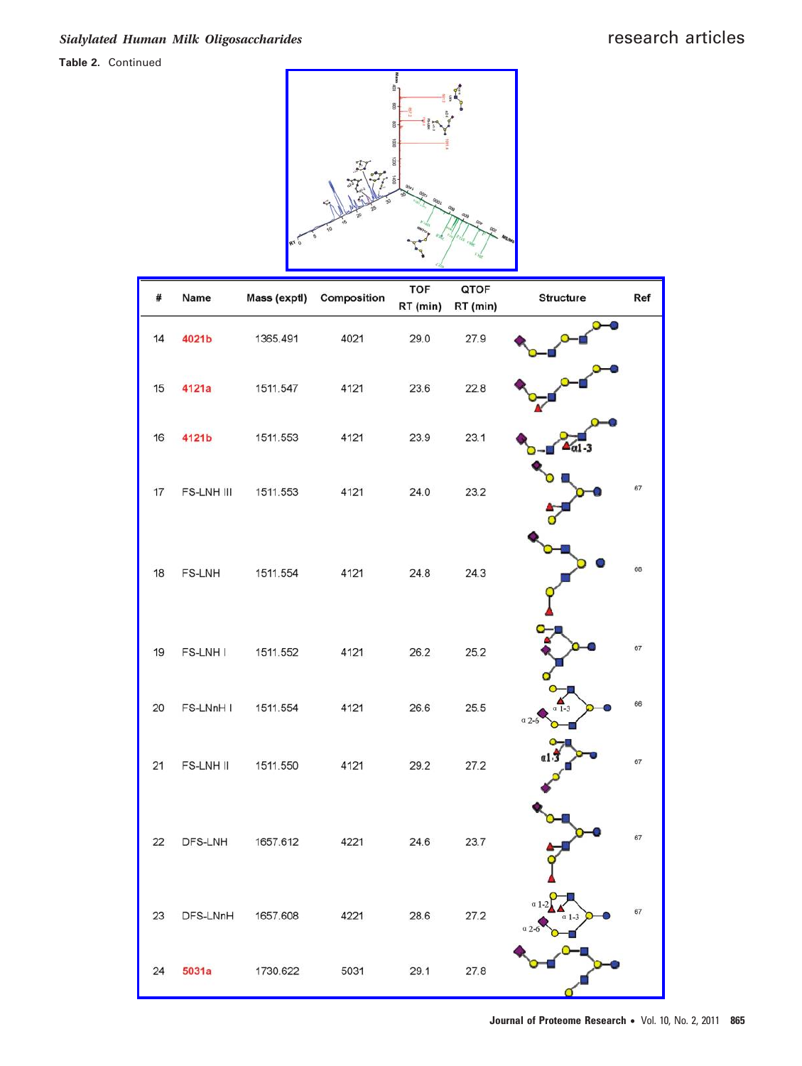Table 2. Continued

| # | Name | Mass (exptl) | Composition | TOF RT (min) | QTOF RT (min) | Structure | Ref |
|---|---|---|---|---|---|---|---|
| 14 | 4021b | 1365.491 | 4021 | 29.0 | 27.9 | | |
| 15 | 4121a | 1511.547 | 4121 | 23.6 | 22.8 | | |
| 16 | 4121b | 1511.553 | 4121 | 23.9 | 23.1 | α1-3 | |
| 17 | FS-LNH III | 1511.553 | 4121 | 24.0 | 23.2 | | 67 |
| 18 | FS-LNH | 1511.554 | 4121 | 24.8 | 24.3 | | 68 |
| 19 | FS-LNH I | 1511.552 | 4121 | 26.2 | 25.2 | | 67 |
| 20 | FS-LNnH I | 1511.554 | 4121 | 26.6 | 25.5 | α 1-3, α 2-6 | 66 |
| 21 | FS-LNH II | 1511.550 | 4121 | 29.2 | 27.2 | α1-3 | 67 |
| 22 | DFS-LNH | 1657.612 | 4221 | 24.6 | 23.7 | | 67 |
| 23 | DFS-LNnH | 1657.608 | 4221 | 28.6 | 27.2 | α 1-2, α 1-3, α 2-6 | 67 |
| 24 | 5031a | 1730.622 | 5031 | 29.1 | 27.8 | | |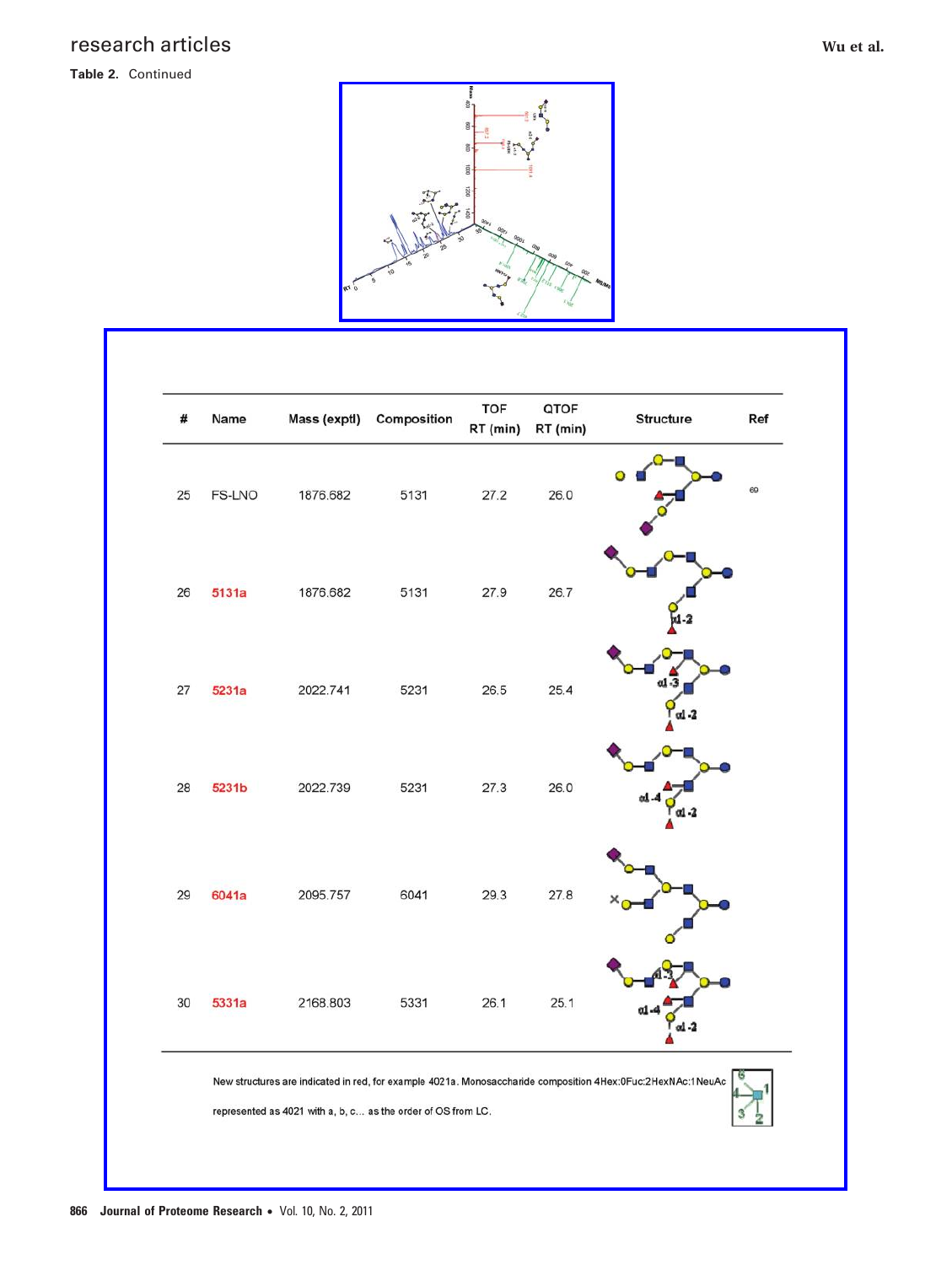**Table 2.** Continued

| # | Name | Mass (exptl) | Composition | TOF RT (min) | QTOF RT (min) | Structure | Ref |
|---|---|---|---|---|---|---|---|
| 25 | FS-LNO | 1876.682 | 5131 | 27.2 | 26.0 | | 69 |
| 26 | **5131a** | 1876.682 | 5131 | 27.9 | 26.7 | α1-2 | |
| 27 | **5231a** | 2022.741 | 5231 | 26.5 | 25.4 | α1-3, α1-2 | |
| 28 | **5231b** | 2022.739 | 5231 | 27.3 | 26.0 | α1-4, α1-2 | |
| 29 | **6041a** | 2095.757 | 6041 | 29.3 | 27.8 | | |
| 30 | **5331a** | 2168.803 | 5331 | 26.1 | 25.1 | α1-3, α1-4, α1-2 | |

New structures are indicated in red, for example 4021a. Monosaccharide composition 4Hex:0Fuc:2HexNAc:1NeuAc represented as 4021 with a, b, c... as the order of OS from LC.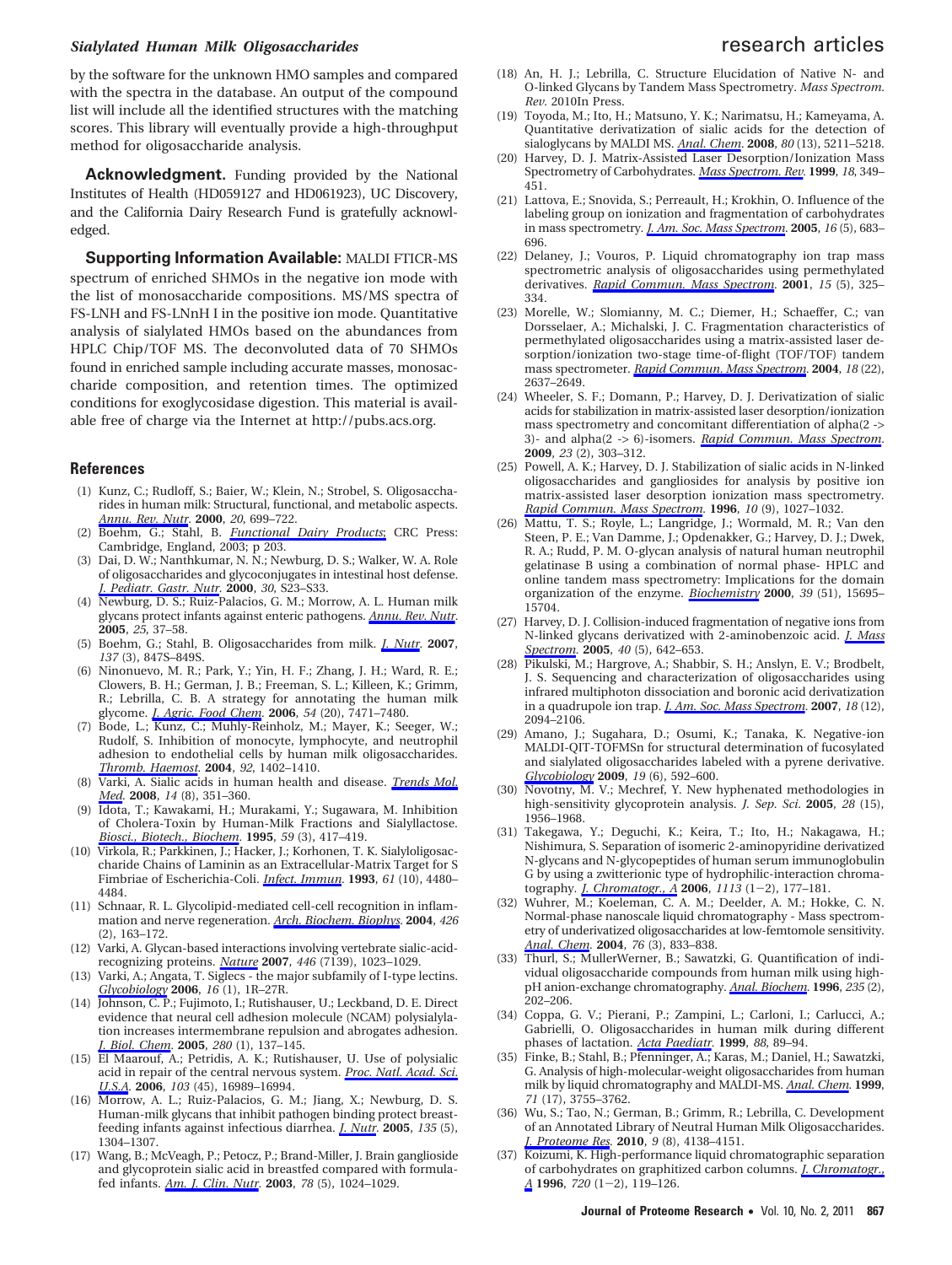by the software for the unknown HMO samples and compared with the spectra in the database. An output of the compound list will include all the identified structures with the matching scores. This library will eventually provide a high-throughput method for oligosaccharide analysis.

**Acknowledgment.** Funding provided by the National Institutes of Health (HD059127 and HD061923), UC Discovery, and the California Dairy Research Fund is gratefully acknowledged.

**Supporting Information Available:** MALDI FTICR-MS spectrum of enriched SHMOs in the negative ion mode with the list of monosaccharide compositions. MS/MS spectra of FS-LNH and FS-LNnH I in the positive ion mode. Quantitative analysis of sialylated HMOs based on the abundances from HPLC Chip/TOF MS. The deconvoluted data of 70 SHMOs found in enriched sample including accurate masses, monosaccharide composition, and retention times. The optimized conditions for exoglycosidase digestion. This material is available free of charge via the Internet at http://pubs.acs.org.

## References

(1) Kunz, C.; Rudloff, S.; Baier, W.; Klein, N.; Strobel, S. Oligosaccharides in human milk: Structural, functional, and metabolic aspects. *Annu. Rev. Nutr.* **2000**, *20*, 699–722.

(2) Boehm, G.; Stahl, B. *Functional Dairy Products*; CRC Press: Cambridge, England, 2003; p 203.

(3) Dai, D. W.; Nanthkumar, N. N.; Newburg, D. S.; Walker, W. A. Role of oligosaccharides and glycoconjugates in intestinal host defense. *J. Pediatr. Gastr. Nutr.* **2000**, *30*, S23–S33.

(4) Newburg, D. S.; Ruiz-Palacios, G. M.; Morrow, A. L. Human milk glycans protect infants against enteric pathogens. *Annu. Rev. Nutr.* **2005**, *25*, 37–58.

(5) Boehm, G.; Stahl, B. Oligosaccharides from milk. *J. Nutr.* **2007**, *137* (3), 847S–849S.

(6) Ninonuevo, M. R.; Park, Y.; Yin, H. F.; Zhang, J. H.; Ward, R. E.; Clowers, B. H.; German, J. B.; Freeman, S. L.; Killeen, K.; Grimm, R.; Lebrilla, C. B. A strategy for annotating the human milk glycome. *J. Agric. Food Chem.* **2006**, *54* (20), 7471–7480.

(7) Bode, L.; Kunz, C.; Muhly-Reinholz, M.; Mayer, K.; Seeger, W.; Rudolf, S. Inhibition of monocyte, lymphocyte, and neutrophil adhesion to endothelial cells by human milk oligosaccharides. *Thromb. Haemost.* **2004**, *92*, 1402–1410.

(8) Varki, A. Sialic acids in human health and disease. *Trends Mol. Med.* **2008**, *14* (8), 351–360.

(9) Idota, T.; Kawakami, H.; Murakami, Y.; Sugawara, M. Inhibition of Cholera-Toxin by Human-Milk Fractions and Sialyllactose. *Biosci., Biotech., Biochem.* **1995**, *59* (3), 417–419.

(10) Virkola, R.; Parkkinen, J.; Hacker, J.; Korhonen, T. K. Sialyloligosaccharide Chains of Laminin as an Extracellular-Matrix Target for S Fimbriae of Escherichia-Coli. *Infect. Immun.* **1993**, *61* (10), 4480–4484.

(11) Schnaar, R. L. Glycolipid-mediated cell-cell recognition in inflammation and nerve regeneration. *Arch. Biochem. Biophys.* **2004**, *426* (2), 163–172.

(12) Varki, A. Glycan-based interactions involving vertebrate sialic-acid-recognizing proteins. *Nature* **2007**, *446* (7139), 1023–1029.

(13) Varki, A.; Angata, T. Siglecs - the major subfamily of I-type lectins. *Glycobiology* **2006**, *16* (1), 1R–27R.

(14) Johnson, C. P.; Fujimoto, I.; Rutishauser, U.; Leckband, D. E. Direct evidence that neural cell adhesion molecule (NCAM) polysialylation increases intermembrane repulsion and abrogates adhesion. *J. Biol. Chem.* **2005**, *280* (1), 137–145.

(15) El Maarouf, A.; Petridis, A. K.; Rutishauser, U. Use of polysialic acid in repair of the central nervous system. *Proc. Natl. Acad. Sci. U.S.A.* **2006**, *103* (45), 16989–16994.

(16) Morrow, A. L.; Ruiz-Palacios, G. M.; Jiang, X.; Newburg, D. S. Human-milk glycans that inhibit pathogen binding protect breast-feeding infants against infectious diarrhea. *J. Nutr.* **2005**, *135* (5), 1304–1307.

(17) Wang, B.; McVeagh, P.; Petocz, P.; Brand-Miller, J. Brain ganglioside and glycoprotein sialic acid in breastfed compared with formula-fed infants. *Am. J. Clin. Nutr.* **2003**, *78* (5), 1024–1029.

(18) An, H. J.; Lebrilla, C. Structure Elucidation of Native N- and O-linked Glycans by Tandem Mass Spectrometry. *Mass Spectrom. Rev.* 2010In Press.

(19) Toyoda, M.; Ito, H.; Matsuno, Y. K.; Narimatsu, H.; Kameyama, A. Quantitative derivatization of sialic acids for the detection of sialoglycans by MALDI MS. *Anal. Chem.* **2008**, *80* (13), 5211–5218.

(20) Harvey, D. J. Matrix-Assisted Laser Desorption/Ionization Mass Spectrometry of Carbohydrates. *Mass Spectrom. Rev.* **1999**, *18*, 349–451.

(21) Lattova, E.; Snovida, S.; Perreault, H.; Krokhin, O. Influence of the labeling group on ionization and fragmentation of carbohydrates in mass spectrometry. *J. Am. Soc. Mass Spectrom.* **2005**, *16* (5), 683–696.

(22) Delaney, J.; Vouros, P. Liquid chromatography ion trap mass spectrometric analysis of oligosaccharides using permethylated derivatives. *Rapid Commun. Mass Spectrom.* **2001**, *15* (5), 325–334.

(23) Morelle, W.; Slomianny, M. C.; Diemer, H.; Schaeffer, C.; van Dorsselaer, A.; Michalski, J. C. Fragmentation characteristics of permethylated oligosaccharides using a matrix-assisted laser desorption/ionization two-stage time-of-flight (TOF/TOF) tandem mass spectrometer. *Rapid Commun. Mass Spectrom.* **2004**, *18* (22), 2637–2649.

(24) Wheeler, S. F.; Domann, P.; Harvey, D. J. Derivatization of sialic acids for stabilization in matrix-assisted laser desorption/ionization mass spectrometry and concomitant differentiation of alpha(2 -> 3)- and alpha(2 -> 6)-isomers. *Rapid Commun. Mass Spectrom.* **2009**, *23* (2), 303–312.

(25) Powell, A. K.; Harvey, D. J. Stabilization of sialic acids in N-linked oligosaccharides and gangliosides for analysis by positive ion matrix-assisted laser desorption ionization mass spectrometry. *Rapid Commun. Mass Spectrom.* **1996**, *10* (9), 1027–1032.

(26) Mattu, T. S.; Royle, L.; Langridge, J.; Wormald, M. R.; Van den Steen, P. E.; Van Damme, J.; Opdenakker, G.; Harvey, D. J.; Dwek, R. A.; Rudd, P. M. O-glycan analysis of natural human neutrophil gelatinase B using a combination of normal phase- HPLC and online tandem mass spectrometry: Implications for the domain organization of the enzyme. *Biochemistry* **2000**, *39* (51), 15695–15704.

(27) Harvey, D. J. Collision-induced fragmentation of negative ions from N-linked glycans derivatized with 2-aminobenzoic acid. *J. Mass Spectrom.* **2005**, *40* (5), 642–653.

(28) Pikulski, M.; Hargrove, A.; Shabbir, S. H.; Anslyn, E. V.; Brodbelt, J. S. Sequencing and characterization of oligosaccharides using infrared multiphoton dissociation and boronic acid derivatization in a quadrupole ion trap. *J. Am. Soc. Mass Spectrom.* **2007**, *18* (12), 2094–2106.

(29) Amano, J.; Sugahara, D.; Osumi, K.; Tanaka, K. Negative-ion MALDI-QIT-TOFMSn for structural determination of fucosylated and sialylated oligosaccharides labeled with a pyrene derivative. *Glycobiology* **2009**, *19* (6), 592–600.

(30) Novotny, M. V.; Mechref, Y. New hyphenated methodologies in high-sensitivity glycoprotein analysis. *J. Sep. Sci.* **2005**, *28* (15), 1956–1968.

(31) Takegawa, Y.; Deguchi, K.; Keira, T.; Ito, H.; Nakagawa, H.; Nishimura, S. Separation of isomeric 2-aminopyridine derivatized N-glycans and N-glycopeptides of human serum immunoglobulin G by using a zwitterionic type of hydrophilic-interaction chromatography. *J. Chromatogr., A* **2006**, *1113* (1−2), 177–181.

(32) Wuhrer, M.; Koeleman, C. A. M.; Deelder, A. M.; Hokke, C. N. Normal-phase nanoscale liquid chromatography - Mass spectrometry of underivatized oligosaccharides at low-femtomole sensitivity. *Anal. Chem.* **2004**, *76* (3), 833–838.

(33) Thurl, S.; MullerWerner, B.; Sawatzki, G. Quantification of individual oligosaccharide compounds from human milk using high-pH anion-exchange chromatography. *Anal. Biochem.* **1996**, *235* (2), 202–206.

(34) Coppa, G. V.; Pierani, P.; Zampini, L.; Carloni, I.; Carlucci, A.; Gabrielli, O. Oligosaccharides in human milk during different phases of lactation. *Acta Paediatr.* **1999**, *88*, 89–94.

(35) Finke, B.; Stahl, B.; Pfenninger, A.; Karas, M.; Daniel, H.; Sawatzki, G. Analysis of high-molecular-weight oligosaccharides from human milk by liquid chromatography and MALDI-MS. *Anal. Chem.* **1999**, *71* (17), 3755–3762.

(36) Wu, S.; Tao, N.; German, B.; Grimm, R.; Lebrilla, C. Development of an Annotated Library of Neutral Human Milk Oligosaccharides. *J. Proteome Res.* **2010**, *9* (8), 4138–4151.

(37) Koizumi, K. High-performance liquid chromatographic separation of carbohydrates on graphitized carbon columns. *J. Chromatogr., A* **1996**, *720* (1−2), 119–126.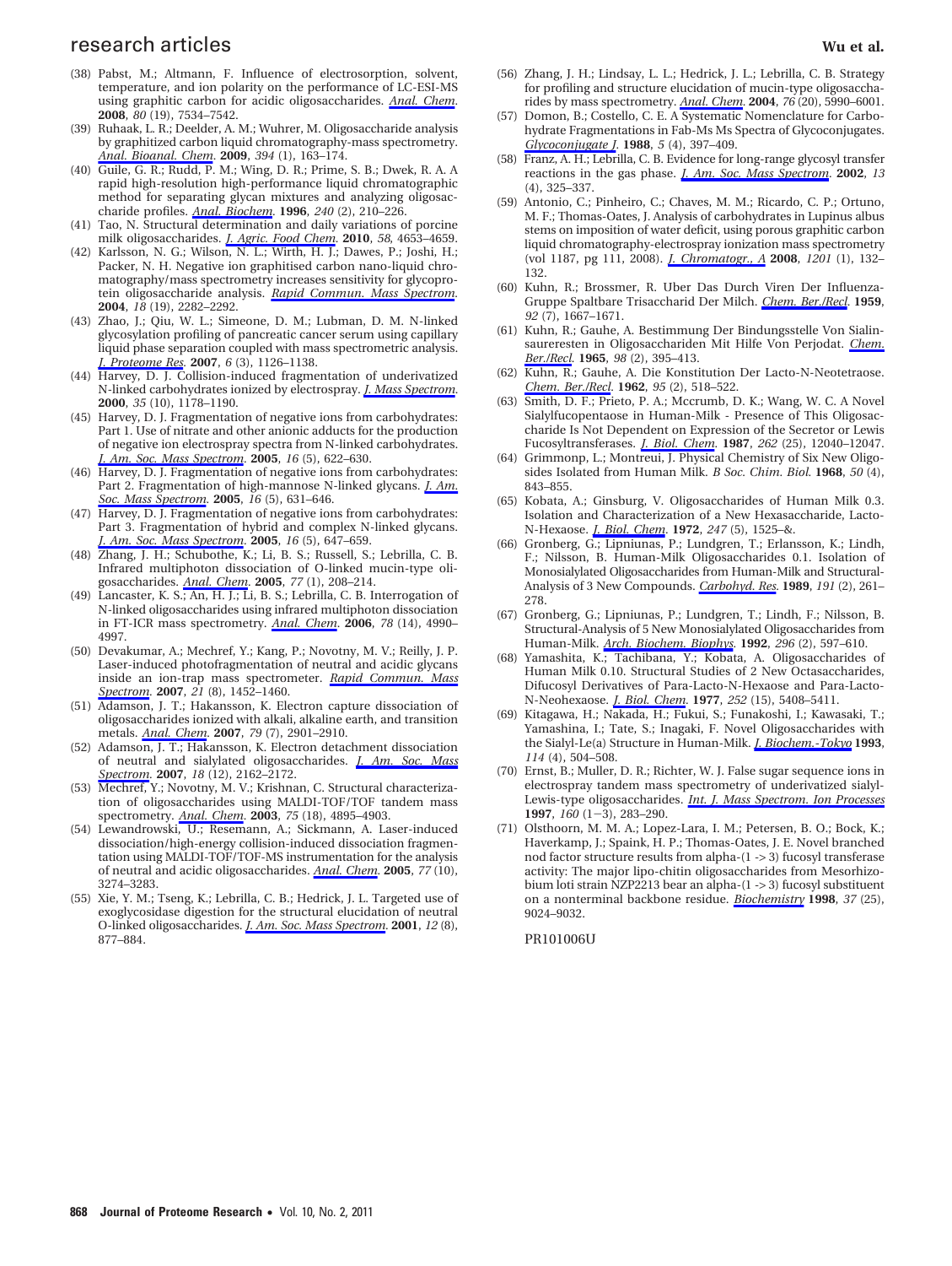(38) Pabst, M.; Altmann, F. Influence of electrosorption, solvent, temperature, and ion polarity on the performance of LC-ESI-MS using graphitic carbon for acidic oligosaccharides. *Anal. Chem.* **2008**, *80* (19), 7534–7542.

(39) Ruhaak, L. R.; Deelder, A. M.; Wuhrer, M. Oligosaccharide analysis by graphitized carbon liquid chromatography-mass spectrometry. *Anal. Bioanal. Chem.* **2009**, *394* (1), 163–174.

(40) Guile, G. R.; Rudd, P. M.; Wing, D. R.; Prime, S. B.; Dwek, R. A. A rapid high-resolution high-performance liquid chromatographic method for separating glycan mixtures and analyzing oligosaccharide profiles. *Anal. Biochem.* **1996**, *240* (2), 210–226.

(41) Tao, N. Structural determination and daily variations of porcine milk oligosaccharides. *J. Agric. Food Chem.* **2010**, *58*, 4653–4659.

(42) Karlsson, N. G.; Wilson, N. L.; Wirth, H. J.; Dawes, P.; Joshi, H.; Packer, N. H. Negative ion graphitised carbon nano-liquid chromatography/mass spectrometry increases sensitivity for glycoprotein oligosaccharide analysis. *Rapid Commun. Mass Spectrom.* **2004**, *18* (19), 2282–2292.

(43) Zhao, J.; Qiu, W. L.; Simeone, D. M.; Lubman, D. M. N-linked glycosylation profiling of pancreatic cancer serum using capillary liquid phase separation coupled with mass spectrometric analysis. *J. Proteome Res.* **2007**, *6* (3), 1126–1138.

(44) Harvey, D. J. Collision-induced fragmentation of underivatized N-linked carbohydrates ionized by electrospray. *J. Mass Spectrom.* **2000**, *35* (10), 1178–1190.

(45) Harvey, D. J. Fragmentation of negative ions from carbohydrates: Part 1. Use of nitrate and other anionic adducts for the production of negative ion electrospray spectra from N-linked carbohydrates. *J. Am. Soc. Mass Spectrom.* **2005**, *16* (5), 622–630.

(46) Harvey, D. J. Fragmentation of negative ions from carbohydrates: Part 2. Fragmentation of high-mannose N-linked glycans. *J. Am. Soc. Mass Spectrom.* **2005**, *16* (5), 631–646.

(47) Harvey, D. J. Fragmentation of negative ions from carbohydrates: Part 3. Fragmentation of hybrid and complex N-linked glycans. *J. Am. Soc. Mass Spectrom.* **2005**, *16* (5), 647–659.

(48) Zhang, J. H.; Schubothe, K.; Li, B. S.; Russell, S.; Lebrilla, C. B. Infrared multiphoton dissociation of O-linked mucin-type oligosaccharides. *Anal. Chem.* **2005**, *77* (1), 208–214.

(49) Lancaster, K. S.; An, H. J.; Li, B. S.; Lebrilla, C. B. Interrogation of N-linked oligosaccharides using infrared multiphoton dissociation in FT-ICR mass spectrometry. *Anal. Chem.* **2006**, *78* (14), 4990–4997.

(50) Devakumar, A.; Mechref, Y.; Kang, P.; Novotny, M. V.; Reilly, J. P. Laser-induced photofragmentation of neutral and acidic glycans inside an ion-trap mass spectrometer. *Rapid Commun. Mass Spectrom.* **2007**, *21* (8), 1452–1460.

(51) Adamson, J. T.; Hakansson, K. Electron capture dissociation of oligosaccharides ionized with alkali, alkaline earth, and transition metals. *Anal. Chem.* **2007**, *79* (7), 2901–2910.

(52) Adamson, J. T.; Hakansson, K. Electron detachment dissociation of neutral and sialylated oligosaccharides. *J. Am. Soc. Mass Spectrom.* **2007**, *18* (12), 2162–2172.

(53) Mechref, Y.; Novotny, M. V.; Krishnan, C. Structural characterization of oligosaccharides using MALDI-TOF/TOF tandem mass spectrometry. *Anal. Chem.* **2003**, *75* (18), 4895–4903.

(54) Lewandrowski, U.; Resemann, A.; Sickmann, A. Laser-induced dissociation/high-energy collision-induced dissociation fragmentation using MALDI-TOF/TOF-MS instrumentation for the analysis of neutral and acidic oligosaccharides. *Anal. Chem.* **2005**, *77* (10), 3274–3283.

(55) Xie, Y. M.; Tseng, K.; Lebrilla, C. B.; Hedrick, J. L. Targeted use of exoglycosidase digestion for the structural elucidation of neutral O-linked oligosaccharides. *J. Am. Soc. Mass Spectrom.* **2001**, *12* (8), 877–884.

(56) Zhang, J. H.; Lindsay, L. L.; Hedrick, J. L.; Lebrilla, C. B. Strategy for profiling and structure elucidation of mucin-type oligosaccharides by mass spectrometry. *Anal. Chem.* **2004**, *76* (20), 5990–6001.

(57) Domon, B.; Costello, C. E. A Systematic Nomenclature for Carbohydrate Fragmentations in Fab-Ms Ms Spectra of Glycoconjugates. *Glycoconjugate J.* **1988**, *5* (4), 397–409.

(58) Franz, A. H.; Lebrilla, C. B. Evidence for long-range glycosyl transfer reactions in the gas phase. *J. Am. Soc. Mass Spectrom.* **2002**, *13* (4), 325–337.

(59) Antonio, C.; Pinheiro, C.; Chaves, M. M.; Ricardo, C. P.; Ortuno, M. F.; Thomas-Oates, J. Analysis of carbohydrates in Lupinus albus stems on imposition of water deficit, using porous graphitic carbon liquid chromatography-electrospray ionization mass spectrometry (vol 1187, pg 111, 2008). *J. Chromatogr., A* **2008**, *1201* (1), 132–132.

(60) Kuhn, R.; Brossmer, R. Uber Das Durch Viren Der Influenza-Gruppe Spaltbare Trisaccharid Der Milch. *Chem. Ber./Recl.* **1959**, *92* (7), 1667–1671.

(61) Kuhn, R.; Gauhe, A. Bestimmung Der Bindungsstelle Von Sialinsaureresten in Oligosacchariden Mit Hilfe Von Perjodat. *Chem. Ber./Recl.* **1965**, *98* (2), 395–413.

(62) Kuhn, R.; Gauhe, A. Die Konstitution Der Lacto-N-Neotetraose. *Chem. Ber./Recl.* **1962**, *95* (2), 518–522.

(63) Smith, D. F.; Prieto, P. A.; Mccrumb, D. K.; Wang, W. C. A Novel Sialylfucopentaose in Human-Milk - Presence of This Oligosaccharide Is Not Dependent on Expression of the Secretor or Lewis Fucosyltransferases. *J. Biol. Chem.* **1987**, *262* (25), 12040–12047.

(64) Grimmonp, L.; Montreui, J. Physical Chemistry of Six New Oligosides Isolated from Human Milk. *B Soc. Chim. Biol.* **1968**, *50* (4), 843–855.

(65) Kobata, A.; Ginsburg, V. Oligosaccharides of Human Milk 0.3. Isolation and Characterization of a New Hexasaccharide, Lacto-N-Hexaose. *J. Biol. Chem.* **1972**, *247* (5), 1525–&.

(66) Gronberg, G.; Lipniunas, P.; Lundgren, T.; Erlansson, K.; Lindh, F.; Nilsson, B. Human-Milk Oligosaccharides 0.1. Isolation of Monosialylated Oligosaccharides from Human-Milk and Structural-Analysis of 3 New Compounds. *Carbohyd. Res.* **1989**, *191* (2), 261–278.

(67) Gronberg, G.; Lipniunas, P.; Lundgren, T.; Lindh, F.; Nilsson, B. Structural-Analysis of 5 New Monosialylated Oligosaccharides from Human-Milk. *Arch. Biochem. Biophys.* **1992**, *296* (2), 597–610.

(68) Yamashita, K.; Tachibana, Y.; Kobata, A. Oligosaccharides of Human Milk 0.10. Structural Studies of 2 New Octasaccharides, Difucosyl Derivatives of Para-Lacto-N-Hexaose and Para-Lacto-N-Neohexaose. *J. Biol. Chem.* **1977**, *252* (15), 5408–5411.

(69) Kitagawa, H.; Nakada, H.; Fukui, S.; Funakoshi, I.; Kawasaki, T.; Yamashina, I.; Tate, S.; Inagaki, F. Novel Oligosaccharides with the Sialyl-Le(a) Structure in Human-Milk. *J. Biochem.-Tokyo* **1993**, *114* (4), 504–508.

(70) Ernst, B.; Muller, D. R.; Richter, W. J. False sugar sequence ions in electrospray tandem mass spectrometry of underivatized sialyl-Lewis-type oligosaccharides. *Int. J. Mass Spectrom. Ion Processes* **1997**, *160* (1−3), 283–290.

(71) Olsthoorn, M. M. A.; Lopez-Lara, I. M.; Petersen, B. O.; Bock, K.; Haverkamp, J.; Spaink, H. P.; Thomas-Oates, J. E. Novel branched nod factor structure results from alpha-(1 -> 3) fucosyl transferase activity: The major lipo-chitin oligosaccharides from Mesorhizobium loti strain NZP2213 bear an alpha-(1 -> 3) fucosyl substituent on a nonterminal backbone residue. *Biochemistry* **1998**, *37* (25), 9024–9032.

PR101006U